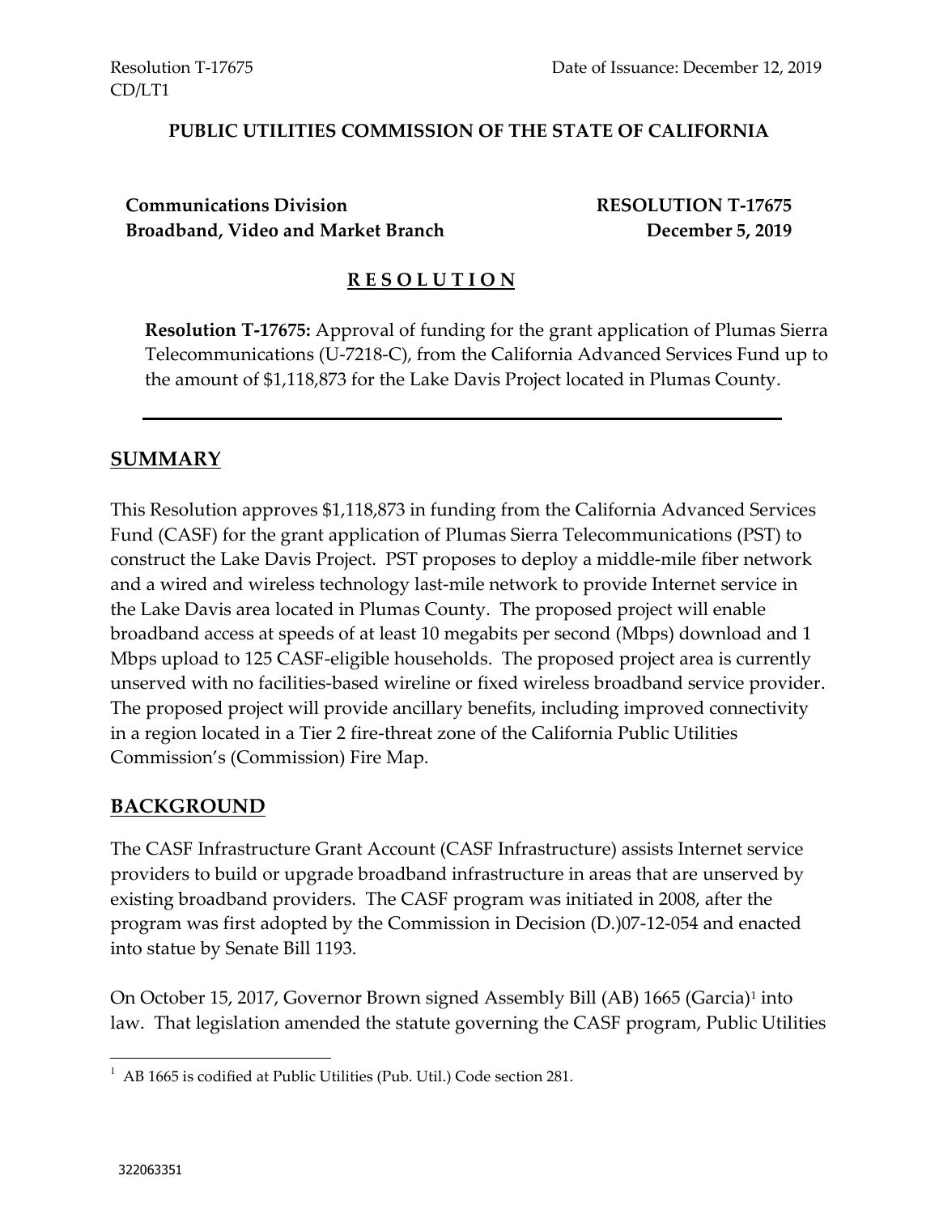Resolution T-17675
CD/LT1

Date of Issuance: December 12, 2019

**PUBLIC UTILITIES COMMISSION OF THE STATE OF CALIFORNIA**

**Communications Division**
**Broadband, Video and Market Branch**

**RESOLUTION T-17675**
**December 5, 2019**

**R E S O L U T I O N**

**Resolution T-17675:** Approval of funding for the grant application of Plumas Sierra Telecommunications (U-7218-C), from the California Advanced Services Fund up to the amount of $1,118,873 for the Lake Davis Project located in Plumas County.

---

## SUMMARY

This Resolution approves $1,118,873 in funding from the California Advanced Services Fund (CASF) for the grant application of Plumas Sierra Telecommunications (PST) to construct the Lake Davis Project. PST proposes to deploy a middle-mile fiber network and a wired and wireless technology last-mile network to provide Internet service in the Lake Davis area located in Plumas County. The proposed project will enable broadband access at speeds of at least 10 megabits per second (Mbps) download and 1 Mbps upload to 125 CASF-eligible households. The proposed project area is currently unserved with no facilities-based wireline or fixed wireless broadband service provider. The proposed project will provide ancillary benefits, including improved connectivity in a region located in a Tier 2 fire-threat zone of the California Public Utilities Commission's (Commission) Fire Map.

## BACKGROUND

The CASF Infrastructure Grant Account (CASF Infrastructure) assists Internet service providers to build or upgrade broadband infrastructure in areas that are unserved by existing broadband providers. The CASF program was initiated in 2008, after the program was first adopted by the Commission in Decision (D.)07-12-054 and enacted into statue by Senate Bill 1193.

On October 15, 2017, Governor Brown signed Assembly Bill (AB) 1665 (Garcia)[1] into law. That legislation amended the statute governing the CASF program, Public Utilities

[1] AB 1665 is codified at Public Utilities (Pub. Util.) Code section 281.

322063351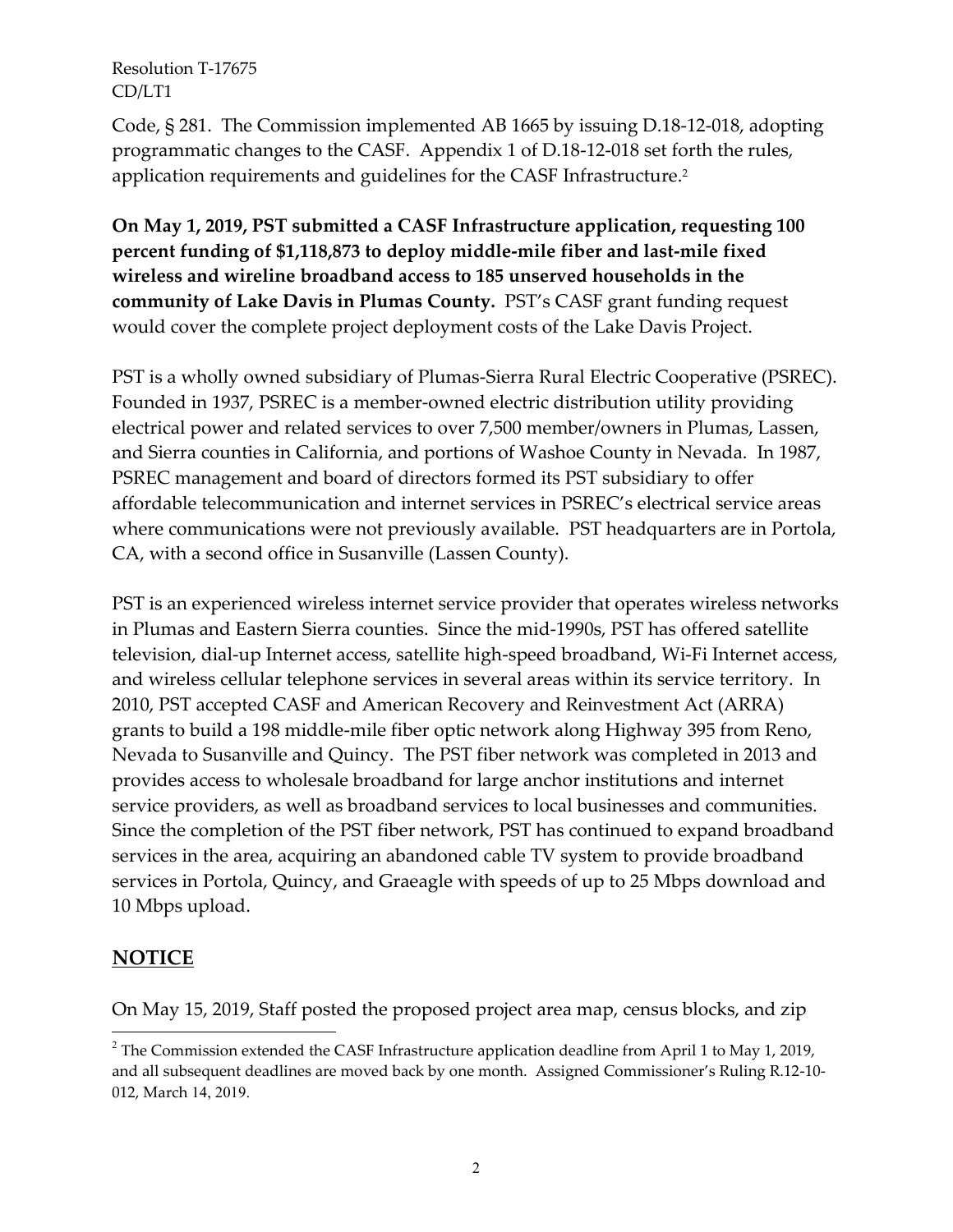Code, § 281. The Commission implemented AB 1665 by issuing D.18-12-018, adopting programmatic changes to the CASF. Appendix 1 of D.18-12-018 set forth the rules, application requirements and guidelines for the CASF Infrastructure.[2]

**On May 1, 2019, PST submitted a CASF Infrastructure application, requesting 100 percent funding of $1,118,873 to deploy middle-mile fiber and last-mile fixed wireless and wireline broadband access to 185 unserved households in the community of Lake Davis in Plumas County.** PST's CASF grant funding request would cover the complete project deployment costs of the Lake Davis Project.

PST is a wholly owned subsidiary of Plumas-Sierra Rural Electric Cooperative (PSREC). Founded in 1937, PSREC is a member-owned electric distribution utility providing electrical power and related services to over 7,500 member/owners in Plumas, Lassen, and Sierra counties in California, and portions of Washoe County in Nevada. In 1987, PSREC management and board of directors formed its PST subsidiary to offer affordable telecommunication and internet services in PSREC's electrical service areas where communications were not previously available. PST headquarters are in Portola, CA, with a second office in Susanville (Lassen County).

PST is an experienced wireless internet service provider that operates wireless networks in Plumas and Eastern Sierra counties. Since the mid-1990s, PST has offered satellite television, dial-up Internet access, satellite high-speed broadband, Wi-Fi Internet access, and wireless cellular telephone services in several areas within its service territory. In 2010, PST accepted CASF and American Recovery and Reinvestment Act (ARRA) grants to build a 198 middle-mile fiber optic network along Highway 395 from Reno, Nevada to Susanville and Quincy. The PST fiber network was completed in 2013 and provides access to wholesale broadband for large anchor institutions and internet service providers, as well as broadband services to local businesses and communities. Since the completion of the PST fiber network, PST has continued to expand broadband services in the area, acquiring an abandoned cable TV system to provide broadband services in Portola, Quincy, and Graeagle with speeds of up to 25 Mbps download and 10 Mbps upload.

## NOTICE

On May 15, 2019, Staff posted the proposed project area map, census blocks, and zip

[2] The Commission extended the CASF Infrastructure application deadline from April 1 to May 1, 2019, and all subsequent deadlines are moved back by one month. Assigned Commissioner's Ruling R.12-10-012, March 14, 2019.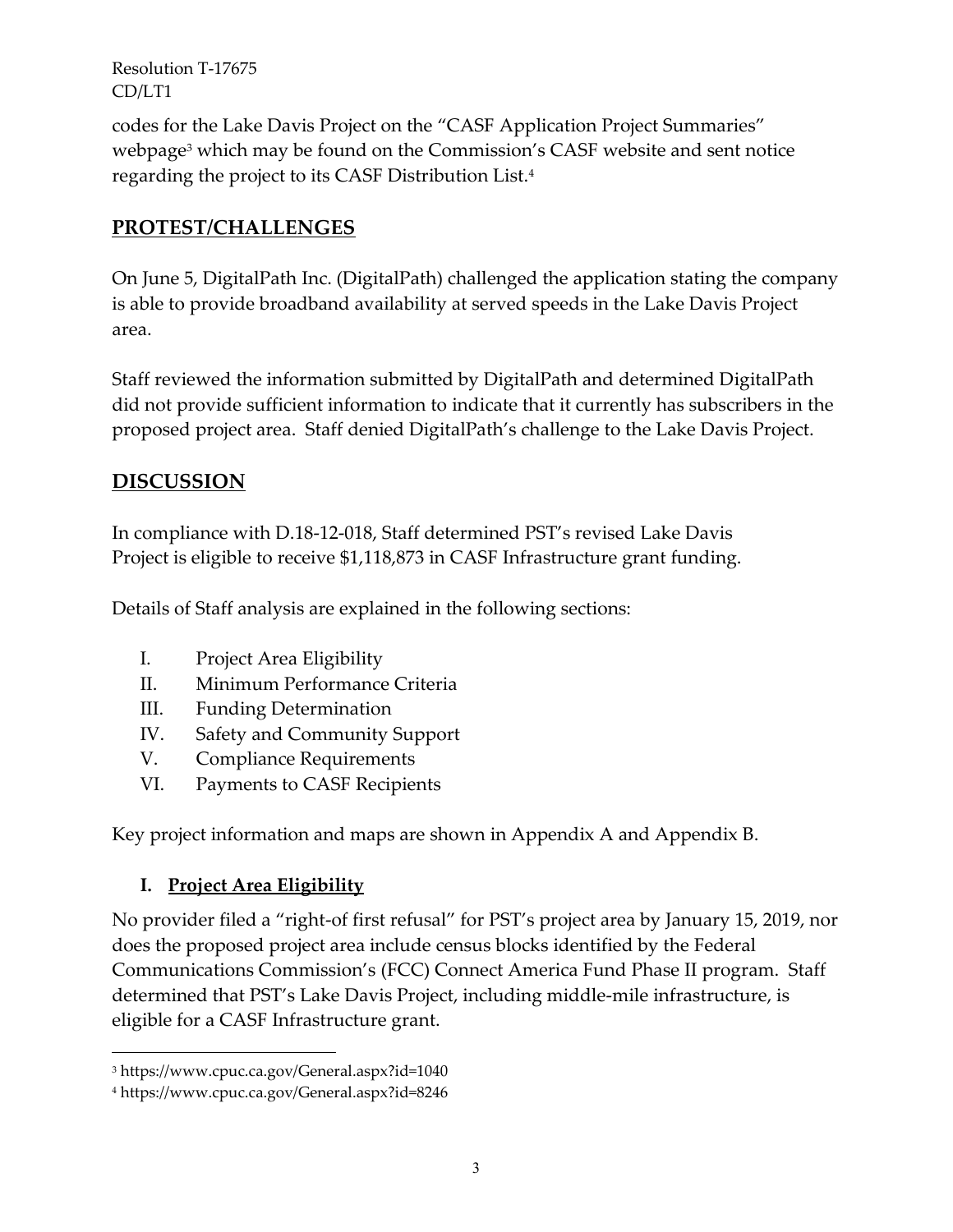codes for the Lake Davis Project on the "CASF Application Project Summaries" webpage[3] which may be found on the Commission's CASF website and sent notice regarding the project to its CASF Distribution List.[4]

## PROTEST/CHALLENGES

On June 5, DigitalPath Inc. (DigitalPath) challenged the application stating the company is able to provide broadband availability at served speeds in the Lake Davis Project area.

Staff reviewed the information submitted by DigitalPath and determined DigitalPath did not provide sufficient information to indicate that it currently has subscribers in the proposed project area. Staff denied DigitalPath's challenge to the Lake Davis Project.

## DISCUSSION

In compliance with D.18-12-018, Staff determined PST's revised Lake Davis Project is eligible to receive $1,118,873 in CASF Infrastructure grant funding.

Details of Staff analysis are explained in the following sections:

I. Project Area Eligibility
II. Minimum Performance Criteria
III. Funding Determination
IV. Safety and Community Support
V. Compliance Requirements
VI. Payments to CASF Recipients

Key project information and maps are shown in Appendix A and Appendix B.

### I. Project Area Eligibility

No provider filed a "right-of first refusal" for PST's project area by January 15, 2019, nor does the proposed project area include census blocks identified by the Federal Communications Commission's (FCC) Connect America Fund Phase II program. Staff determined that PST's Lake Davis Project, including middle-mile infrastructure, is eligible for a CASF Infrastructure grant.

---

[3] https://www.cpuc.ca.gov/General.aspx?id=1040

[4] https://www.cpuc.ca.gov/General.aspx?id=8246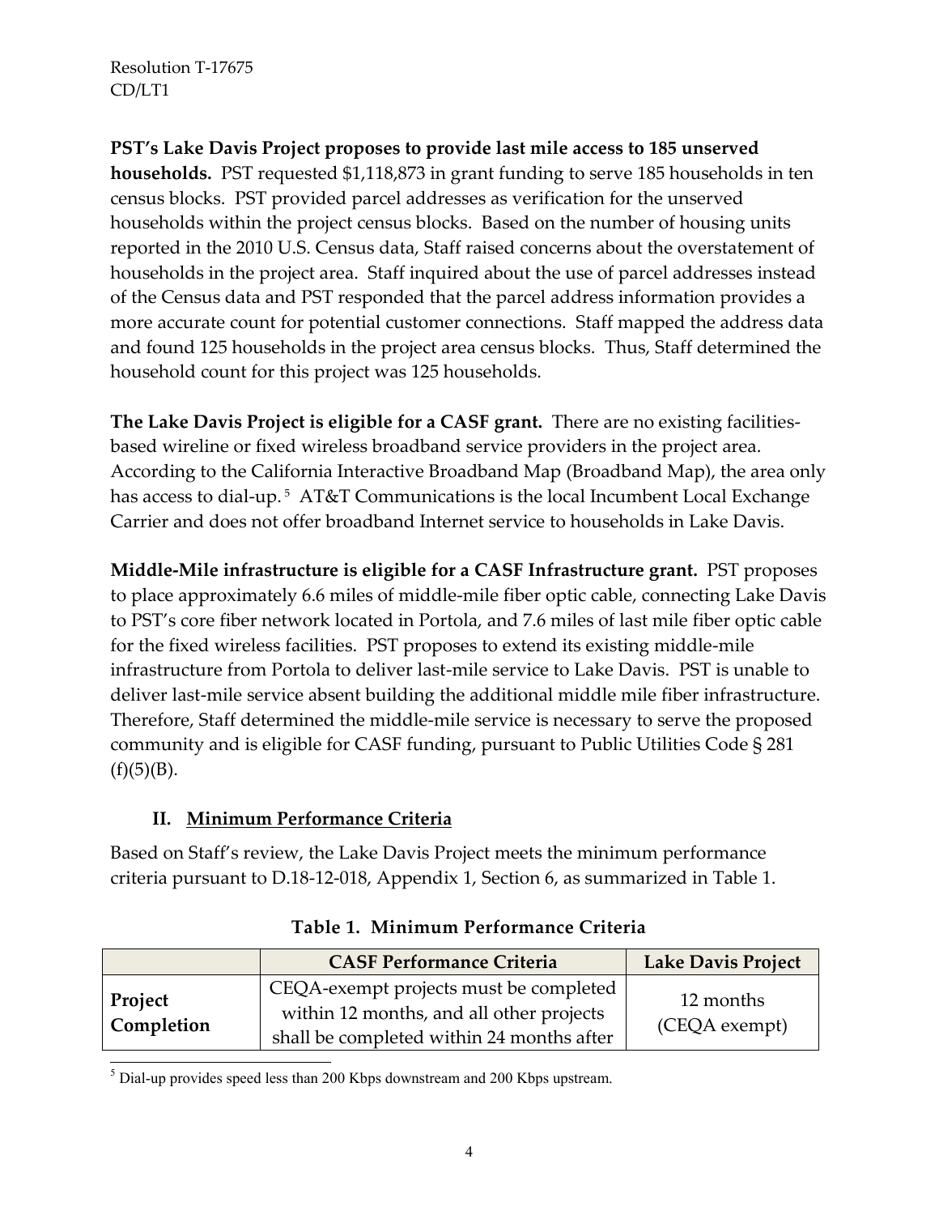**PST's Lake Davis Project proposes to provide last mile access to 185 unserved households.** PST requested $1,118,873 in grant funding to serve 185 households in ten census blocks. PST provided parcel addresses as verification for the unserved households within the project census blocks. Based on the number of housing units reported in the 2010 U.S. Census data, Staff raised concerns about the overstatement of households in the project area. Staff inquired about the use of parcel addresses instead of the Census data and PST responded that the parcel address information provides a more accurate count for potential customer connections. Staff mapped the address data and found 125 households in the project area census blocks. Thus, Staff determined the household count for this project was 125 households.

**The Lake Davis Project is eligible for a CASF grant.** There are no existing facilities-based wireline or fixed wireless broadband service providers in the project area. According to the California Interactive Broadband Map (Broadband Map), the area only has access to dial-up.[5] AT&T Communications is the local Incumbent Local Exchange Carrier and does not offer broadband Internet service to households in Lake Davis.

**Middle-Mile infrastructure is eligible for a CASF Infrastructure grant.** PST proposes to place approximately 6.6 miles of middle-mile fiber optic cable, connecting Lake Davis to PST's core fiber network located in Portola, and 7.6 miles of last mile fiber optic cable for the fixed wireless facilities. PST proposes to extend its existing middle-mile infrastructure from Portola to deliver last-mile service to Lake Davis. PST is unable to deliver last-mile service absent building the additional middle mile fiber infrastructure. Therefore, Staff determined the middle-mile service is necessary to serve the proposed community and is eligible for CASF funding, pursuant to Public Utilities Code § 281 (f)(5)(B).

## II. Minimum Performance Criteria

Based on Staff's review, the Lake Davis Project meets the minimum performance criteria pursuant to D.18-12-018, Appendix 1, Section 6, as summarized in Table 1.

**Table 1. Minimum Performance Criteria**

| | CASF Performance Criteria | Lake Davis Project |
|---|---|---|
| **Project Completion** | CEQA-exempt projects must be completed within 12 months, and all other projects shall be completed within 24 months after | 12 months (CEQA exempt) |

[5] Dial-up provides speed less than 200 Kbps downstream and 200 Kbps upstream.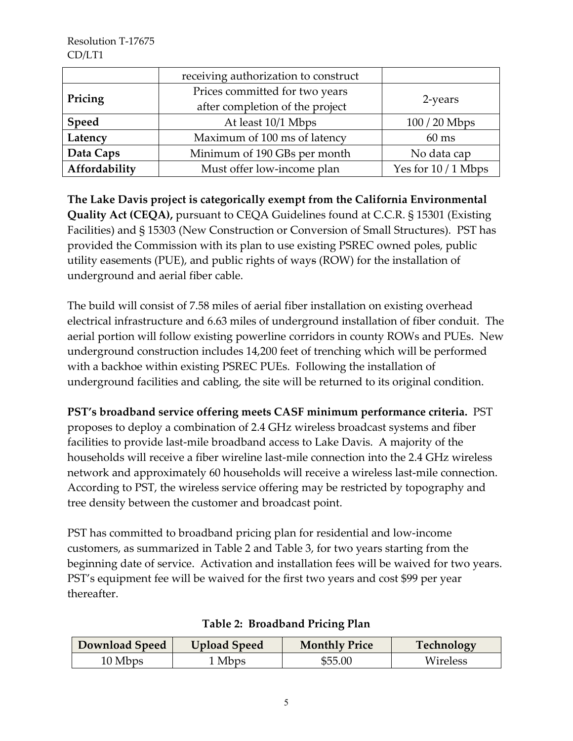| | receiving authorization to construct | |
|---|---|---|
| **Pricing** | Prices committed for two years after completion of the project | 2-years |
| **Speed** | At least 10/1 Mbps | 100 / 20 Mbps |
| **Latency** | Maximum of 100 ms of latency | 60 ms |
| **Data Caps** | Minimum of 190 GBs per month | No data cap |
| **Affordability** | Must offer low-income plan | Yes for 10 / 1 Mbps |

**The Lake Davis project is categorically exempt from the California Environmental Quality Act (CEQA),** pursuant to CEQA Guidelines found at C.C.R. § 15301 (Existing Facilities) and § 15303 (New Construction or Conversion of Small Structures). PST has provided the Commission with its plan to use existing PSREC owned poles, public utility easements (PUE), and public rights of ways (ROW) for the installation of underground and aerial fiber cable.

The build will consist of 7.58 miles of aerial fiber installation on existing overhead electrical infrastructure and 6.63 miles of underground installation of fiber conduit. The aerial portion will follow existing powerline corridors in county ROWs and PUEs. New underground construction includes 14,200 feet of trenching which will be performed with a backhoe within existing PSREC PUEs. Following the installation of underground facilities and cabling, the site will be returned to its original condition.

**PST's broadband service offering meets CASF minimum performance criteria.** PST proposes to deploy a combination of 2.4 GHz wireless broadcast systems and fiber facilities to provide last-mile broadband access to Lake Davis. A majority of the households will receive a fiber wireline last-mile connection into the 2.4 GHz wireless network and approximately 60 households will receive a wireless last-mile connection. According to PST, the wireless service offering may be restricted by topography and tree density between the customer and broadcast point.

PST has committed to broadband pricing plan for residential and low-income customers, as summarized in Table 2 and Table 3, for two years starting from the beginning date of service. Activation and installation fees will be waived for two years. PST's equipment fee will be waived for the first two years and cost $99 per year thereafter.

**Table 2: Broadband Pricing Plan**

| Download Speed | Upload Speed | Monthly Price | Technology |
|---|---|---|---|
| 10 Mbps | 1 Mbps | $55.00 | Wireless |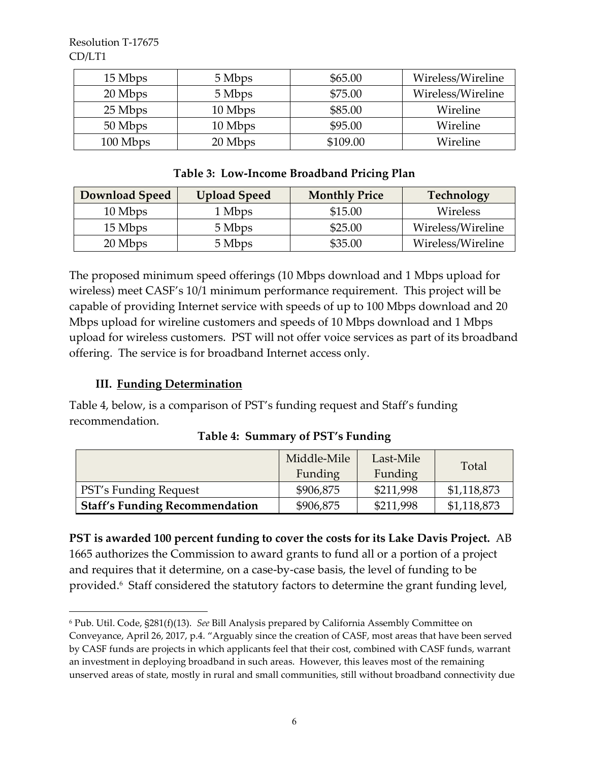| 15 Mbps | 5 Mbps | $65.00 | Wireless/Wireline |
|---|---|---|---|
| 20 Mbps | 5 Mbps | $75.00 | Wireless/Wireline |
| 25 Mbps | 10 Mbps | $85.00 | Wireline |
| 50 Mbps | 10 Mbps | $95.00 | Wireline |
| 100 Mbps | 20 Mbps | $109.00 | Wireline |

**Table 3: Low-Income Broadband Pricing Plan**

| Download Speed | Upload Speed | Monthly Price | Technology |
|---|---|---|---|
| 10 Mbps | 1 Mbps | $15.00 | Wireless |
| 15 Mbps | 5 Mbps | $25.00 | Wireless/Wireline |
| 20 Mbps | 5 Mbps | $35.00 | Wireless/Wireline |

The proposed minimum speed offerings (10 Mbps download and 1 Mbps upload for wireless) meet CASF's 10/1 minimum performance requirement. This project will be capable of providing Internet service with speeds of up to 100 Mbps download and 20 Mbps upload for wireline customers and speeds of 10 Mbps download and 1 Mbps upload for wireless customers. PST will not offer voice services as part of its broadband offering. The service is for broadband Internet access only.

### III. Funding Determination

Table 4, below, is a comparison of PST's funding request and Staff's funding recommendation.

**Table 4: Summary of PST's Funding**

| | Middle-Mile Funding | Last-Mile Funding | Total |
|---|---|---|---|
| PST's Funding Request | $906,875 | $211,998 | $1,118,873 |
| **Staff's Funding Recommendation** | $906,875 | $211,998 | $1,118,873 |

**PST is awarded 100 percent funding to cover the costs for its Lake Davis Project.** AB 1665 authorizes the Commission to award grants to fund all or a portion of a project and requires that it determine, on a case-by-case basis, the level of funding to be provided.[6] Staff considered the statutory factors to determine the grant funding level,

[6] Pub. Util. Code, §281(f)(13). *See* Bill Analysis prepared by California Assembly Committee on Conveyance, April 26, 2017, p.4. "Arguably since the creation of CASF, most areas that have been served by CASF funds are projects in which applicants feel that their cost, combined with CASF funds, warrant an investment in deploying broadband in such areas. However, this leaves most of the remaining unserved areas of state, mostly in rural and small communities, still without broadband connectivity due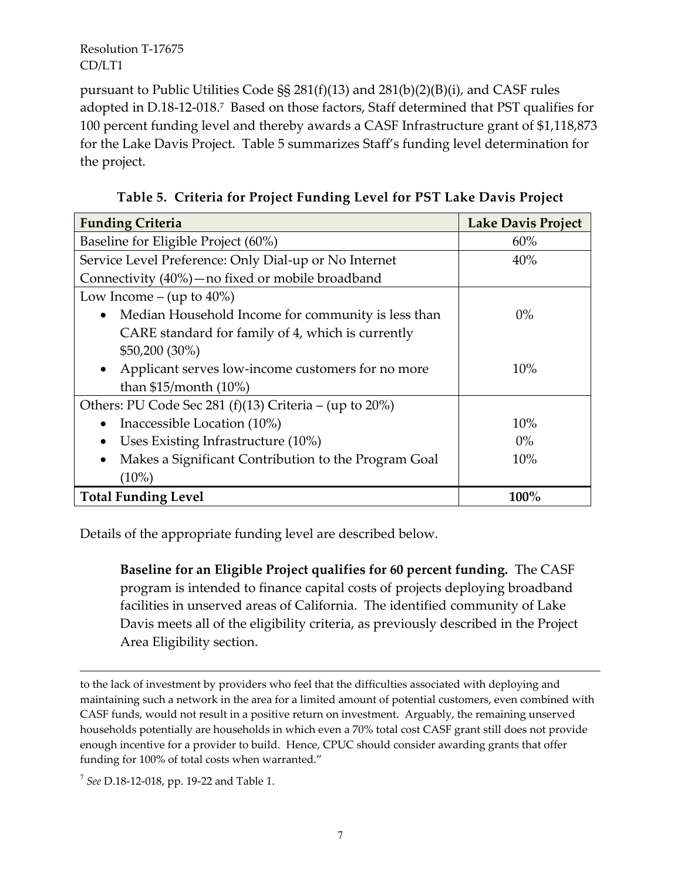pursuant to Public Utilities Code §§ 281(f)(13) and 281(b)(2)(B)(i), and CASF rules adopted in D.18-12-018.[7] Based on those factors, Staff determined that PST qualifies for 100 percent funding level and thereby awards a CASF Infrastructure grant of $1,118,873 for the Lake Davis Project. Table 5 summarizes Staff's funding level determination for the project.

**Table 5. Criteria for Project Funding Level for PST Lake Davis Project**

| Funding Criteria | Lake Davis Project |
|---|---|
| Baseline for Eligible Project (60%) | 60% |
| Service Level Preference: Only Dial-up or No Internet Connectivity (40%)—no fixed or mobile broadband | 40% |
| Low Income – (up to 40%) | |
| • Median Household Income for community is less than CARE standard for family of 4, which is currently $50,200 (30%) | 0% |
| • Applicant serves low-income customers for no more than $15/month (10%) | 10% |
| Others: PU Code Sec 281 (f)(13) Criteria – (up to 20%) | |
| • Inaccessible Location (10%) | 10% |
| • Uses Existing Infrastructure (10%) | 0% |
| • Makes a Significant Contribution to the Program Goal (10%) | 10% |
| **Total Funding Level** | **100%** |

Details of the appropriate funding level are described below.

**Baseline for an Eligible Project qualifies for 60 percent funding.** The CASF program is intended to finance capital costs of projects deploying broadband facilities in unserved areas of California. The identified community of Lake Davis meets all of the eligibility criteria, as previously described in the Project Area Eligibility section.

---

to the lack of investment by providers who feel that the difficulties associated with deploying and maintaining such a network in the area for a limited amount of potential customers, even combined with CASF funds, would not result in a positive return on investment. Arguably, the remaining unserved households potentially are households in which even a 70% total cost CASF grant still does not provide enough incentive for a provider to build. Hence, CPUC should consider awarding grants that offer funding for 100% of total costs when warranted."

[7] *See* D.18-12-018, pp. 19-22 and Table 1.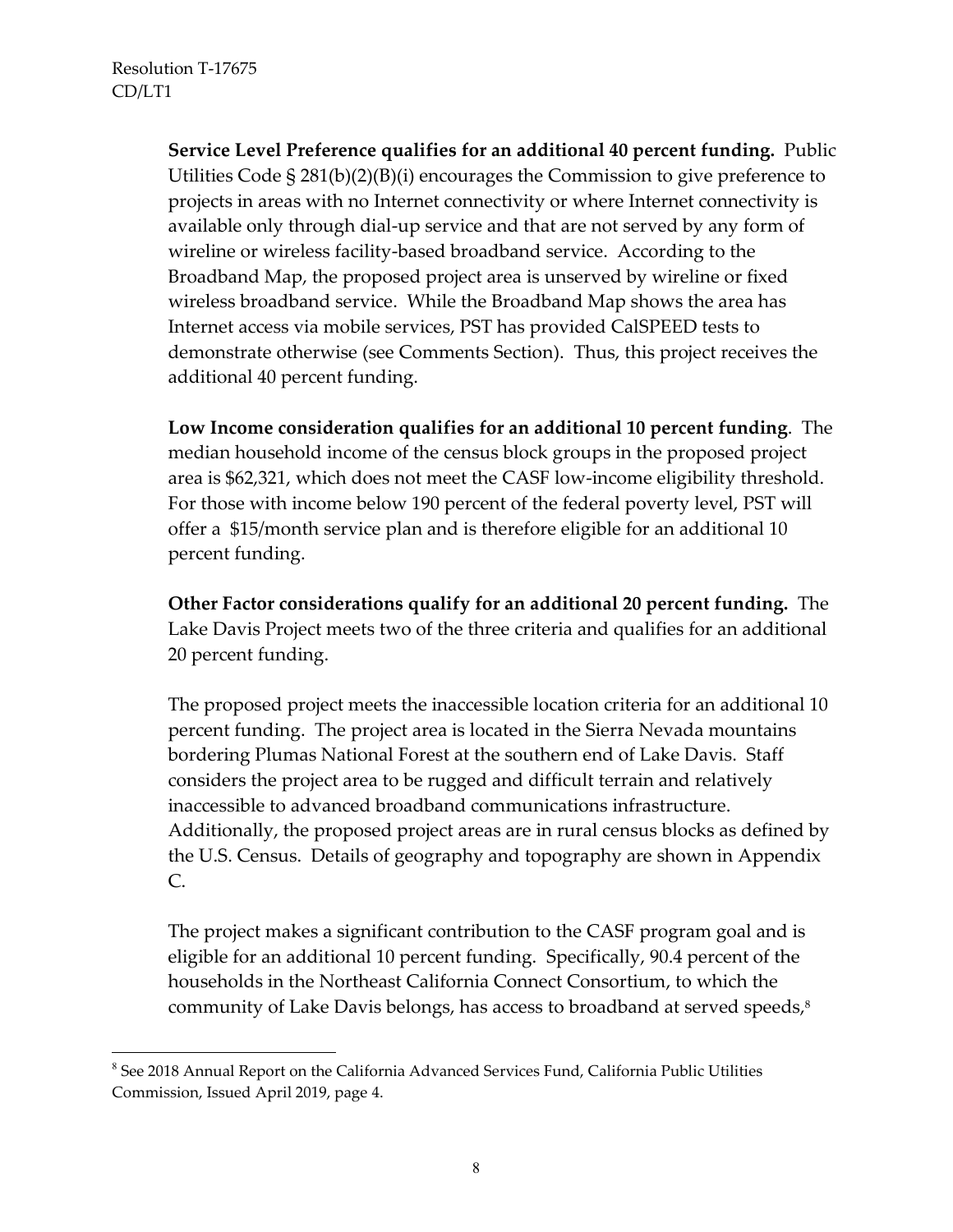**Service Level Preference qualifies for an additional 40 percent funding.** Public Utilities Code § 281(b)(2)(B)(i) encourages the Commission to give preference to projects in areas with no Internet connectivity or where Internet connectivity is available only through dial-up service and that are not served by any form of wireline or wireless facility-based broadband service. According to the Broadband Map, the proposed project area is unserved by wireline or fixed wireless broadband service. While the Broadband Map shows the area has Internet access via mobile services, PST has provided CalSPEED tests to demonstrate otherwise (see Comments Section). Thus, this project receives the additional 40 percent funding.

**Low Income consideration qualifies for an additional 10 percent funding**. The median household income of the census block groups in the proposed project area is $62,321, which does not meet the CASF low-income eligibility threshold. For those with income below 190 percent of the federal poverty level, PST will offer a $15/month service plan and is therefore eligible for an additional 10 percent funding.

**Other Factor considerations qualify for an additional 20 percent funding.** The Lake Davis Project meets two of the three criteria and qualifies for an additional 20 percent funding.

The proposed project meets the inaccessible location criteria for an additional 10 percent funding. The project area is located in the Sierra Nevada mountains bordering Plumas National Forest at the southern end of Lake Davis. Staff considers the project area to be rugged and difficult terrain and relatively inaccessible to advanced broadband communications infrastructure. Additionally, the proposed project areas are in rural census blocks as defined by the U.S. Census. Details of geography and topography are shown in Appendix C.

The project makes a significant contribution to the CASF program goal and is eligible for an additional 10 percent funding. Specifically, 90.4 percent of the households in the Northeast California Connect Consortium, to which the community of Lake Davis belongs, has access to broadband at served speeds,[8]

[8] See 2018 Annual Report on the California Advanced Services Fund, California Public Utilities Commission, Issued April 2019, page 4.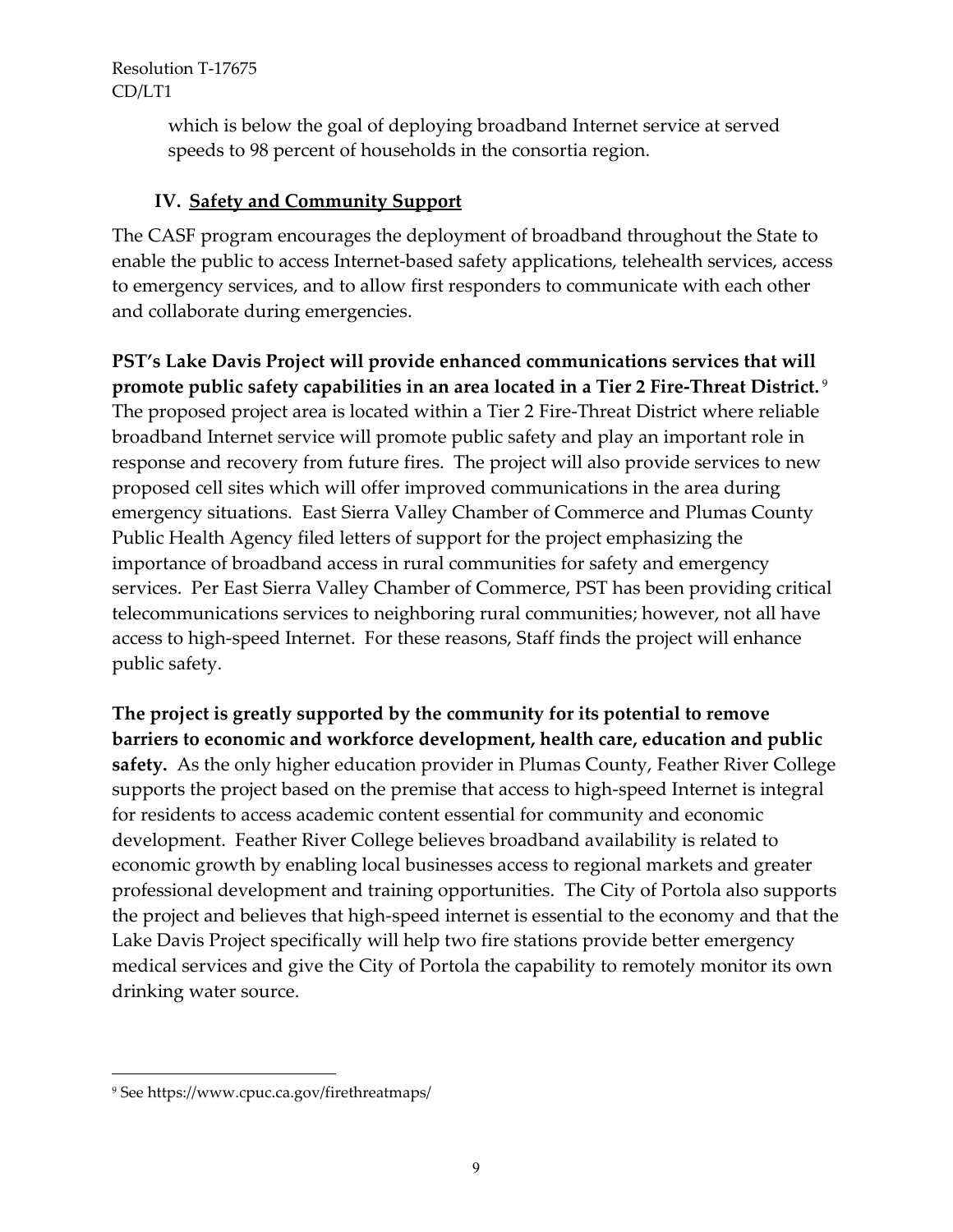which is below the goal of deploying broadband Internet service at served speeds to 98 percent of households in the consortia region.

## IV. Safety and Community Support

The CASF program encourages the deployment of broadband throughout the State to enable the public to access Internet-based safety applications, telehealth services, access to emergency services, and to allow first responders to communicate with each other and collaborate during emergencies.

**PST's Lake Davis Project will provide enhanced communications services that will promote public safety capabilities in an area located in a Tier 2 Fire-Threat District.**[9] The proposed project area is located within a Tier 2 Fire-Threat District where reliable broadband Internet service will promote public safety and play an important role in response and recovery from future fires. The project will also provide services to new proposed cell sites which will offer improved communications in the area during emergency situations. East Sierra Valley Chamber of Commerce and Plumas County Public Health Agency filed letters of support for the project emphasizing the importance of broadband access in rural communities for safety and emergency services. Per East Sierra Valley Chamber of Commerce, PST has been providing critical telecommunications services to neighboring rural communities; however, not all have access to high-speed Internet. For these reasons, Staff finds the project will enhance public safety.

**The project is greatly supported by the community for its potential to remove barriers to economic and workforce development, health care, education and public safety.** As the only higher education provider in Plumas County, Feather River College supports the project based on the premise that access to high-speed Internet is integral for residents to access academic content essential for community and economic development. Feather River College believes broadband availability is related to economic growth by enabling local businesses access to regional markets and greater professional development and training opportunities. The City of Portola also supports the project and believes that high-speed internet is essential to the economy and that the Lake Davis Project specifically will help two fire stations provide better emergency medical services and give the City of Portola the capability to remotely monitor its own drinking water source.

---

[9] See https://www.cpuc.ca.gov/firethreatmaps/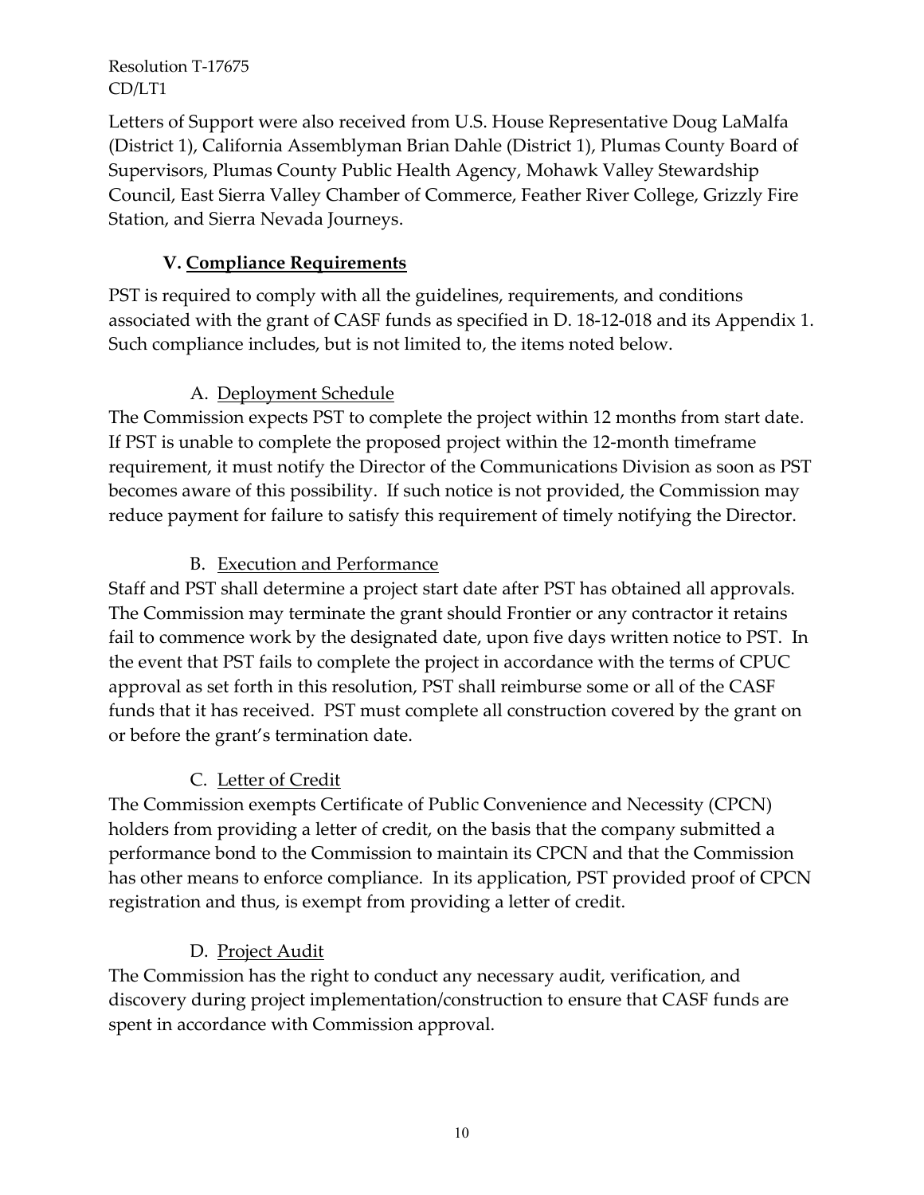Letters of Support were also received from U.S. House Representative Doug LaMalfa (District 1), California Assemblyman Brian Dahle (District 1), Plumas County Board of Supervisors, Plumas County Public Health Agency, Mohawk Valley Stewardship Council, East Sierra Valley Chamber of Commerce, Feather River College, Grizzly Fire Station, and Sierra Nevada Journeys.

## V. Compliance Requirements

PST is required to comply with all the guidelines, requirements, and conditions associated with the grant of CASF funds as specified in D. 18-12-018 and its Appendix 1. Such compliance includes, but is not limited to, the items noted below.

### A. Deployment Schedule

The Commission expects PST to complete the project within 12 months from start date. If PST is unable to complete the proposed project within the 12-month timeframe requirement, it must notify the Director of the Communications Division as soon as PST becomes aware of this possibility. If such notice is not provided, the Commission may reduce payment for failure to satisfy this requirement of timely notifying the Director.

### B. Execution and Performance

Staff and PST shall determine a project start date after PST has obtained all approvals. The Commission may terminate the grant should Frontier or any contractor it retains fail to commence work by the designated date, upon five days written notice to PST. In the event that PST fails to complete the project in accordance with the terms of CPUC approval as set forth in this resolution, PST shall reimburse some or all of the CASF funds that it has received. PST must complete all construction covered by the grant on or before the grant's termination date.

### C. Letter of Credit

The Commission exempts Certificate of Public Convenience and Necessity (CPCN) holders from providing a letter of credit, on the basis that the company submitted a performance bond to the Commission to maintain its CPCN and that the Commission has other means to enforce compliance. In its application, PST provided proof of CPCN registration and thus, is exempt from providing a letter of credit.

### D. Project Audit

The Commission has the right to conduct any necessary audit, verification, and discovery during project implementation/construction to ensure that CASF funds are spent in accordance with Commission approval.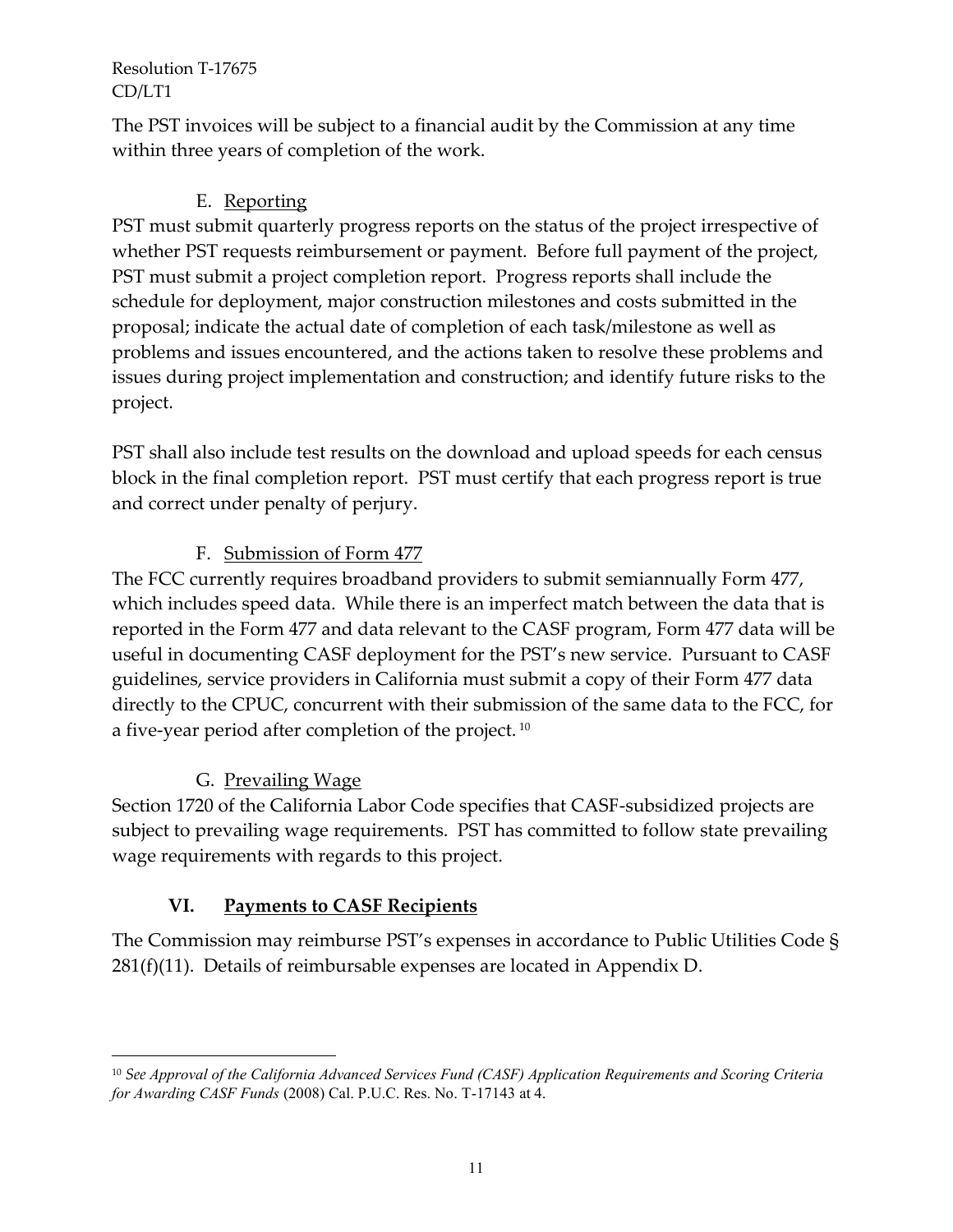The PST invoices will be subject to a financial audit by the Commission at any time within three years of completion of the work.

### E. Reporting

PST must submit quarterly progress reports on the status of the project irrespective of whether PST requests reimbursement or payment. Before full payment of the project, PST must submit a project completion report. Progress reports shall include the schedule for deployment, major construction milestones and costs submitted in the proposal; indicate the actual date of completion of each task/milestone as well as problems and issues encountered, and the actions taken to resolve these problems and issues during project implementation and construction; and identify future risks to the project.

PST shall also include test results on the download and upload speeds for each census block in the final completion report. PST must certify that each progress report is true and correct under penalty of perjury.

### F. Submission of Form 477

The FCC currently requires broadband providers to submit semiannually Form 477, which includes speed data. While there is an imperfect match between the data that is reported in the Form 477 and data relevant to the CASF program, Form 477 data will be useful in documenting CASF deployment for the PST's new service. Pursuant to CASF guidelines, service providers in California must submit a copy of their Form 477 data directly to the CPUC, concurrent with their submission of the same data to the FCC, for a five-year period after completion of the project.[10]

### G. Prevailing Wage

Section 1720 of the California Labor Code specifies that CASF-subsidized projects are subject to prevailing wage requirements. PST has committed to follow state prevailing wage requirements with regards to this project.

## VI. Payments to CASF Recipients

The Commission may reimburse PST's expenses in accordance to Public Utilities Code § 281(f)(11). Details of reimbursable expenses are located in Appendix D.

---

[10] *See Approval of the California Advanced Services Fund (CASF) Application Requirements and Scoring Criteria for Awarding CASF Funds* (2008) Cal. P.U.C. Res. No. T-17143 at 4.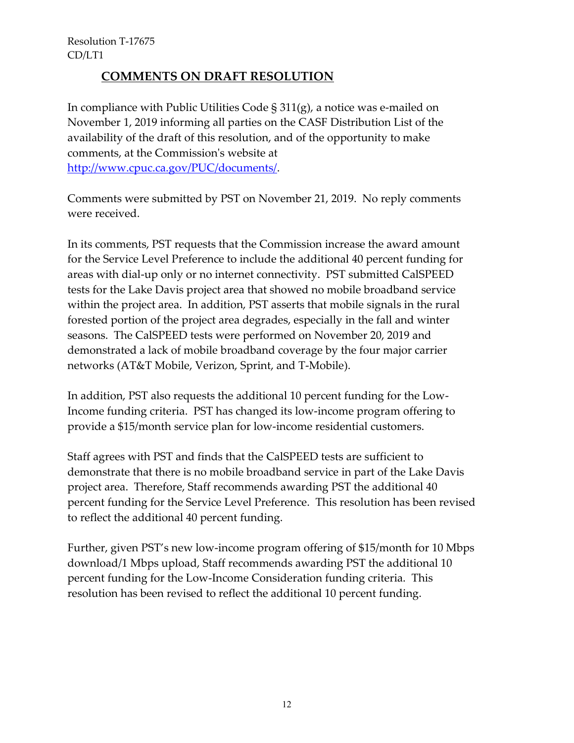## COMMENTS ON DRAFT RESOLUTION

In compliance with Public Utilities Code § 311(g), a notice was e-mailed on November 1, 2019 informing all parties on the CASF Distribution List of the availability of the draft of this resolution, and of the opportunity to make comments, at the Commission's website at [http://www.cpuc.ca.gov/PUC/documents/](http://www.cpuc.ca.gov/PUC/documents/).

Comments were submitted by PST on November 21, 2019. No reply comments were received.

In its comments, PST requests that the Commission increase the award amount for the Service Level Preference to include the additional 40 percent funding for areas with dial-up only or no internet connectivity. PST submitted CalSPEED tests for the Lake Davis project area that showed no mobile broadband service within the project area. In addition, PST asserts that mobile signals in the rural forested portion of the project area degrades, especially in the fall and winter seasons. The CalSPEED tests were performed on November 20, 2019 and demonstrated a lack of mobile broadband coverage by the four major carrier networks (AT&T Mobile, Verizon, Sprint, and T-Mobile).

In addition, PST also requests the additional 10 percent funding for the Low-Income funding criteria. PST has changed its low-income program offering to provide a $15/month service plan for low-income residential customers.

Staff agrees with PST and finds that the CalSPEED tests are sufficient to demonstrate that there is no mobile broadband service in part of the Lake Davis project area. Therefore, Staff recommends awarding PST the additional 40 percent funding for the Service Level Preference. This resolution has been revised to reflect the additional 40 percent funding.

Further, given PST's new low-income program offering of $15/month for 10 Mbps download/1 Mbps upload, Staff recommends awarding PST the additional 10 percent funding for the Low-Income Consideration funding criteria. This resolution has been revised to reflect the additional 10 percent funding.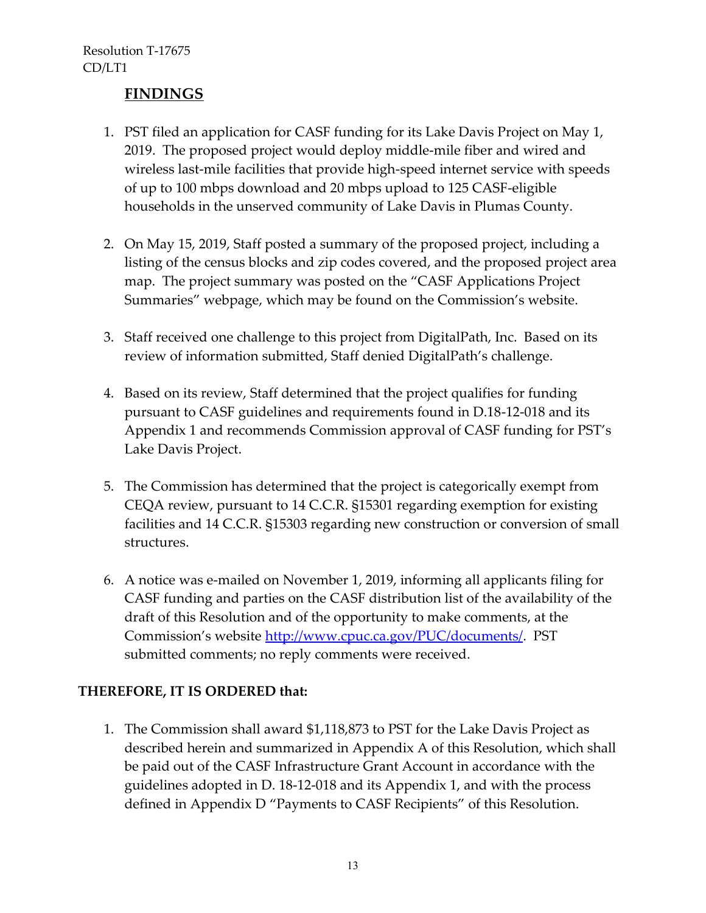## FINDINGS

1. PST filed an application for CASF funding for its Lake Davis Project on May 1, 2019. The proposed project would deploy middle-mile fiber and wired and wireless last-mile facilities that provide high-speed internet service with speeds of up to 100 mbps download and 20 mbps upload to 125 CASF-eligible households in the unserved community of Lake Davis in Plumas County.

2. On May 15, 2019, Staff posted a summary of the proposed project, including a listing of the census blocks and zip codes covered, and the proposed project area map. The project summary was posted on the "CASF Applications Project Summaries" webpage, which may be found on the Commission's website.

3. Staff received one challenge to this project from DigitalPath, Inc. Based on its review of information submitted, Staff denied DigitalPath's challenge.

4. Based on its review, Staff determined that the project qualifies for funding pursuant to CASF guidelines and requirements found in D.18-12-018 and its Appendix 1 and recommends Commission approval of CASF funding for PST's Lake Davis Project.

5. The Commission has determined that the project is categorically exempt from CEQA review, pursuant to 14 C.C.R. §15301 regarding exemption for existing facilities and 14 C.C.R. §15303 regarding new construction or conversion of small structures.

6. A notice was e-mailed on November 1, 2019, informing all applicants filing for CASF funding and parties on the CASF distribution list of the availability of the draft of this Resolution and of the opportunity to make comments, at the Commission's website http://www.cpuc.ca.gov/PUC/documents/. PST submitted comments; no reply comments were received.

**THEREFORE, IT IS ORDERED that:**

1. The Commission shall award $1,118,873 to PST for the Lake Davis Project as described herein and summarized in Appendix A of this Resolution, which shall be paid out of the CASF Infrastructure Grant Account in accordance with the guidelines adopted in D. 18-12-018 and its Appendix 1, and with the process defined in Appendix D "Payments to CASF Recipients" of this Resolution.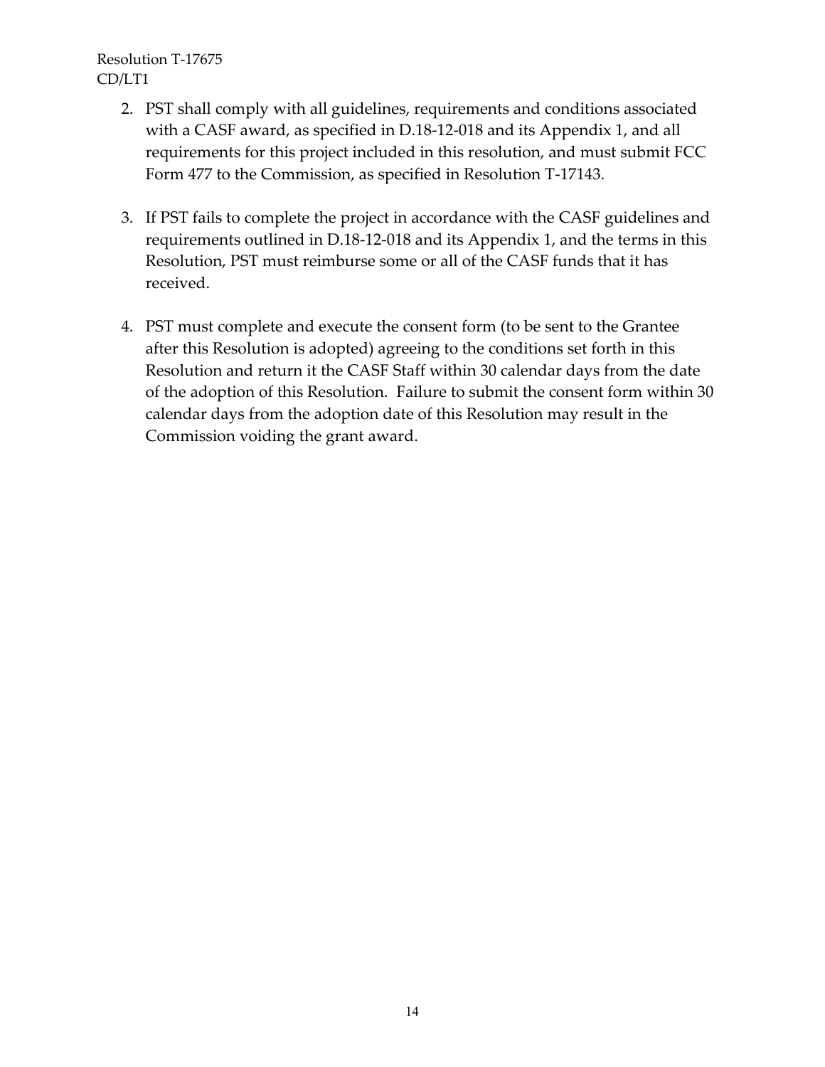2. PST shall comply with all guidelines, requirements and conditions associated with a CASF award, as specified in D.18-12-018 and its Appendix 1, and all requirements for this project included in this resolution, and must submit FCC Form 477 to the Commission, as specified in Resolution T-17143.

3. If PST fails to complete the project in accordance with the CASF guidelines and requirements outlined in D.18-12-018 and its Appendix 1, and the terms in this Resolution, PST must reimburse some or all of the CASF funds that it has received.

4. PST must complete and execute the consent form (to be sent to the Grantee after this Resolution is adopted) agreeing to the conditions set forth in this Resolution and return it the CASF Staff within 30 calendar days from the date of the adoption of this Resolution. Failure to submit the consent form within 30 calendar days from the adoption date of this Resolution may result in the Commission voiding the grant award.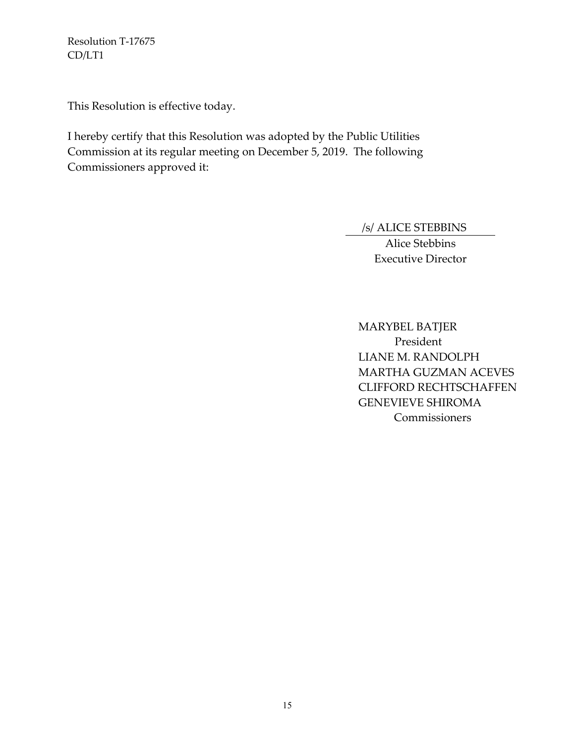This Resolution is effective today.

I hereby certify that this Resolution was adopted by the Public Utilities Commission at its regular meeting on December 5, 2019. The following Commissioners approved it:

/s/ ALICE STEBBINS
Alice Stebbins
Executive Director

MARYBEL BATJER
President
LIANE M. RANDOLPH
MARTHA GUZMAN ACEVES
CLIFFORD RECHTSCHAFFEN
GENEVIEVE SHIROMA
Commissioners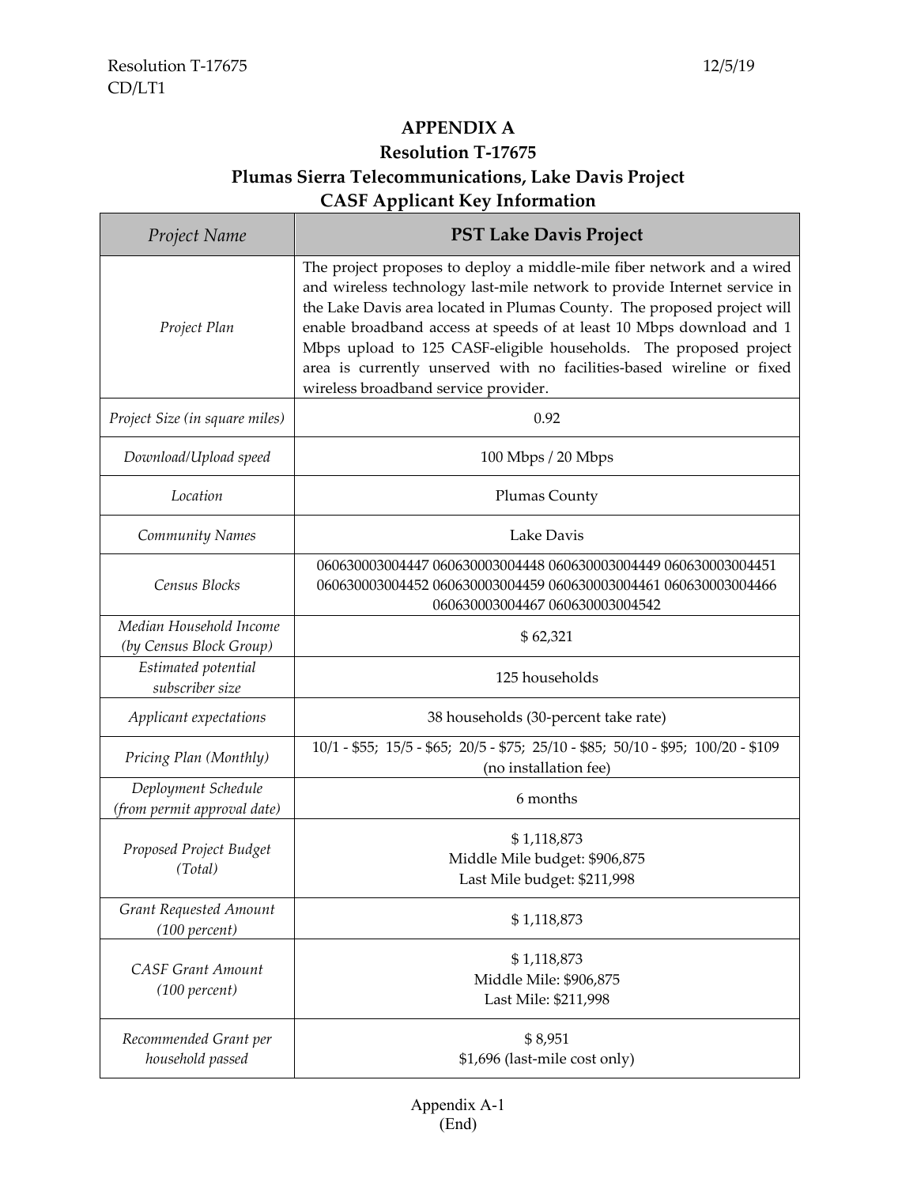## APPENDIX A

## Resolution T-17675

## Plumas Sierra Telecommunications, Lake Davis Project

## CASF Applicant Key Information

| *Project Name* | **PST Lake Davis Project** |
|---|---|
| *Project Plan* | The project proposes to deploy a middle-mile fiber network and a wired and wireless technology last-mile network to provide Internet service in the Lake Davis area located in Plumas County. The proposed project will enable broadband access at speeds of at least 10 Mbps download and 1 Mbps upload to 125 CASF-eligible households. The proposed project area is currently unserved with no facilities-based wireline or fixed wireless broadband service provider. |
| *Project Size (in square miles)* | 0.92 |
| *Download/Upload speed* | 100 Mbps / 20 Mbps |
| *Location* | Plumas County |
| *Community Names* | Lake Davis |
| *Census Blocks* | 060630003004447 060630003004448 060630003004449 060630003004451 060630003004452 060630003004459 060630003004461 060630003004466 060630003004467 060630003004542 |
| *Median Household Income (by Census Block Group)* | $ 62,321 |
| *Estimated potential subscriber size* | 125 households |
| *Applicant expectations* | 38 households (30-percent take rate) |
| *Pricing Plan (Monthly)* | 10/1 - $55; 15/5 - $65; 20/5 - $75; 25/10 - $85; 50/10 - $95; 100/20 - $109 (no installation fee) |
| *Deployment Schedule (from permit approval date)* | 6 months |
| *Proposed Project Budget (Total)* | $ 1,118,873<br>Middle Mile budget: $906,875<br>Last Mile budget: $211,998 |
| *Grant Requested Amount (100 percent)* | $ 1,118,873 |
| *CASF Grant Amount (100 percent)* | $ 1,118,873<br>Middle Mile: $906,875<br>Last Mile: $211,998 |
| *Recommended Grant per household passed* | $ 8,951<br>$1,696 (last-mile cost only) |

Appendix A-1
(End)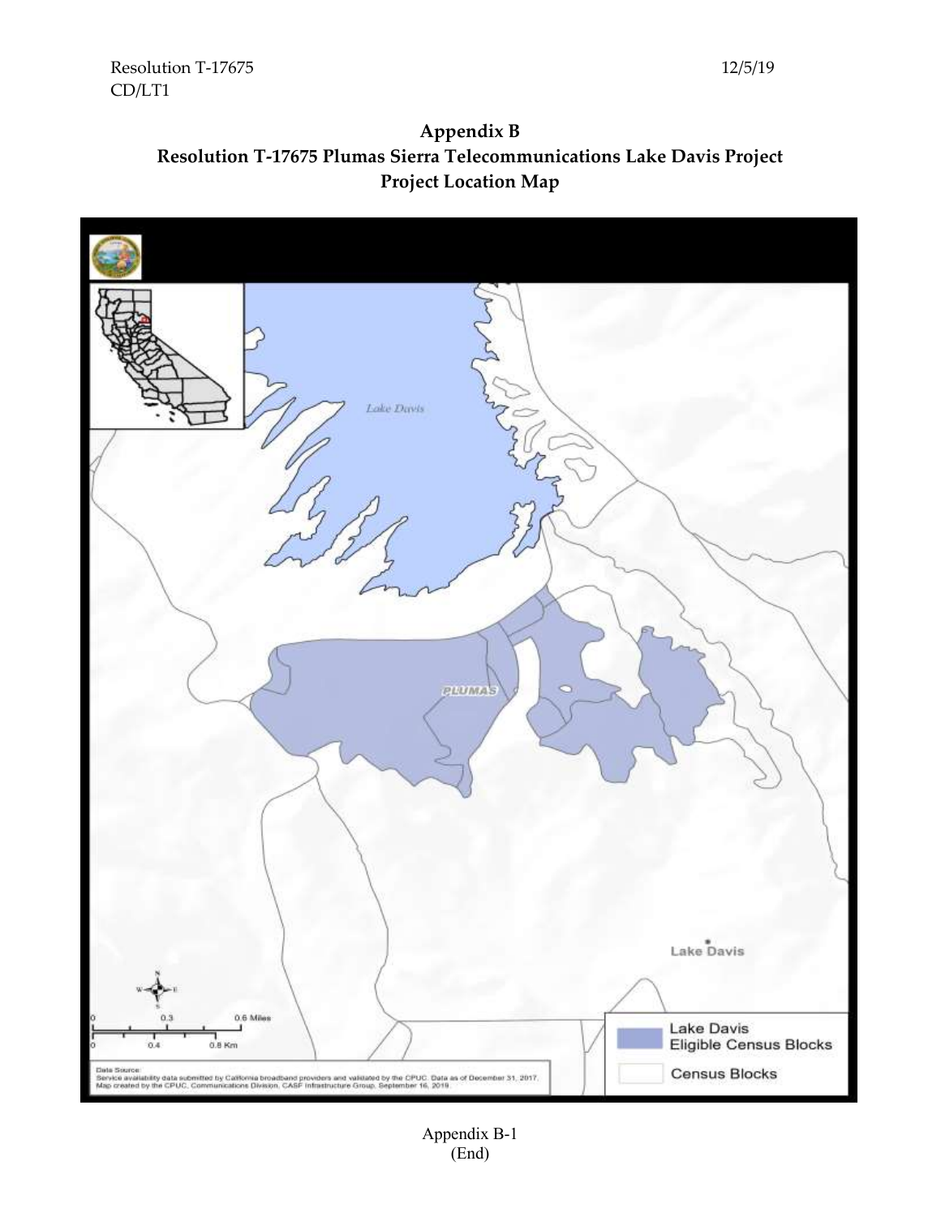# Appendix B

## Resolution T-17675 Plumas Sierra Telecommunications Lake Davis Project

## Project Location Map

Lake Davis

PLUMAS

Lake Davis

0 0.3 0.6 Miles

0 0.4 0.8 Km

Data Source:
Service availability data submitted by California broadband providers and validated by the CPUC. Data as of December 31, 2017.
Map created by the CPUC, Communications Division, CASF Infrastructure Group, September 16, 2019.

Lake Davis Eligible Census Blocks

Census Blocks

Appendix B-1
(End)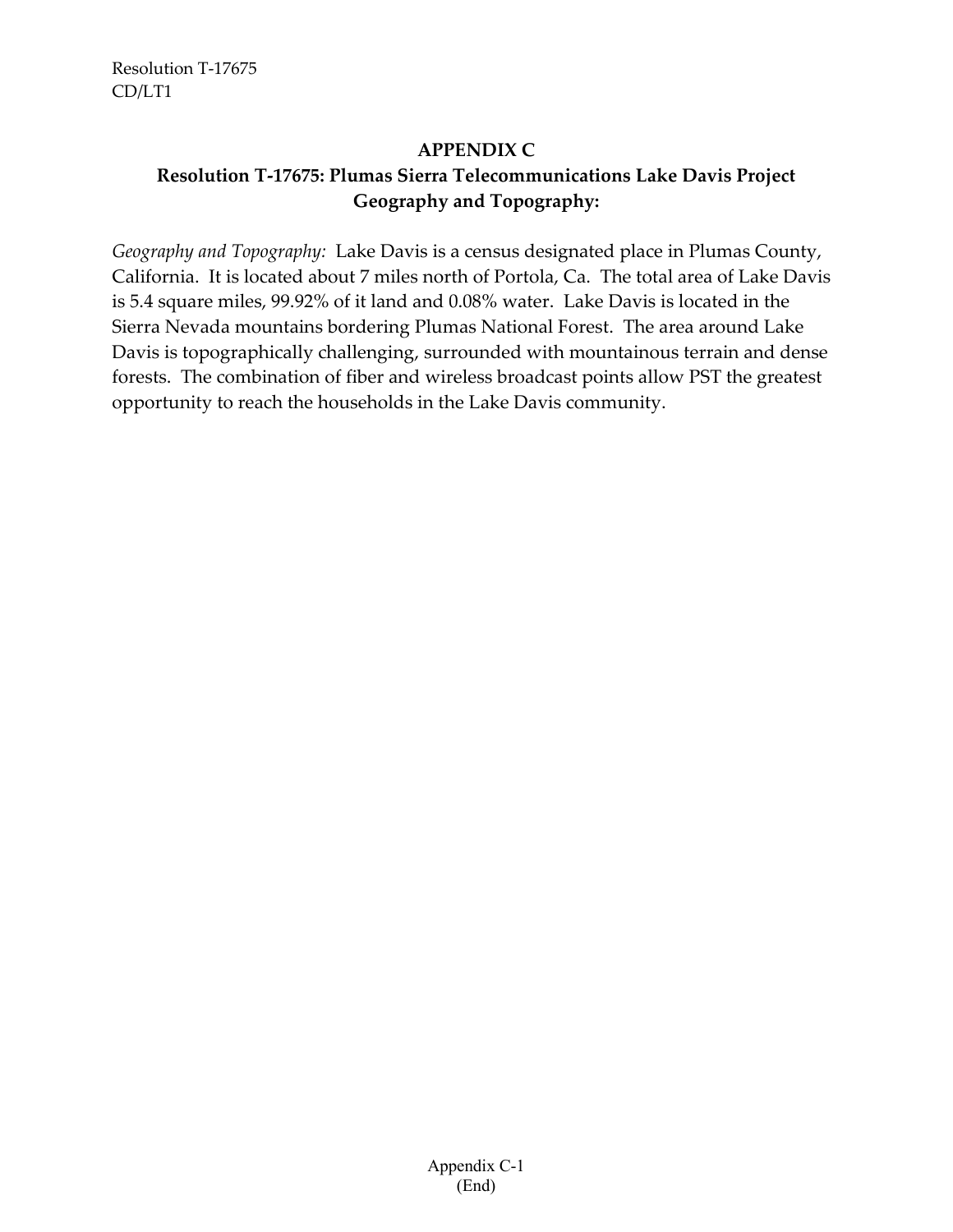## APPENDIX C

## Resolution T-17675: Plumas Sierra Telecommunications Lake Davis Project Geography and Topography:

*Geography and Topography:* Lake Davis is a census designated place in Plumas County, California. It is located about 7 miles north of Portola, Ca. The total area of Lake Davis is 5.4 square miles, 99.92% of it land and 0.08% water. Lake Davis is located in the Sierra Nevada mountains bordering Plumas National Forest. The area around Lake Davis is topographically challenging, surrounded with mountainous terrain and dense forests. The combination of fiber and wireless broadcast points allow PST the greatest opportunity to reach the households in the Lake Davis community.

(End)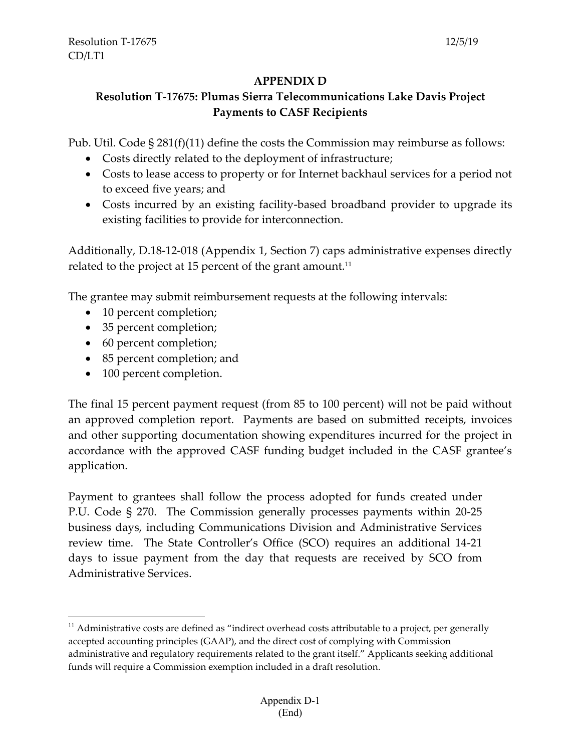## APPENDIX D

## Resolution T-17675: Plumas Sierra Telecommunications Lake Davis Project Payments to CASF Recipients

Pub. Util. Code § 281(f)(11) define the costs the Commission may reimburse as follows:

- Costs directly related to the deployment of infrastructure;
- Costs to lease access to property or for Internet backhaul services for a period not to exceed five years; and
- Costs incurred by an existing facility-based broadband provider to upgrade its existing facilities to provide for interconnection.

Additionally, D.18-12-018 (Appendix 1, Section 7) caps administrative expenses directly related to the project at 15 percent of the grant amount.[11]

The grantee may submit reimbursement requests at the following intervals:

- 10 percent completion;
- 35 percent completion;
- 60 percent completion;
- 85 percent completion; and
- 100 percent completion.

The final 15 percent payment request (from 85 to 100 percent) will not be paid without an approved completion report. Payments are based on submitted receipts, invoices and other supporting documentation showing expenditures incurred for the project in accordance with the approved CASF funding budget included in the CASF grantee's application.

Payment to grantees shall follow the process adopted for funds created under P.U. Code § 270. The Commission generally processes payments within 20-25 business days, including Communications Division and Administrative Services review time. The State Controller's Office (SCO) requires an additional 14-21 days to issue payment from the day that requests are received by SCO from Administrative Services.

---

[11] Administrative costs are defined as "indirect overhead costs attributable to a project, per generally accepted accounting principles (GAAP), and the direct cost of complying with Commission administrative and regulatory requirements related to the grant itself." Applicants seeking additional funds will require a Commission exemption included in a draft resolution.

(End)